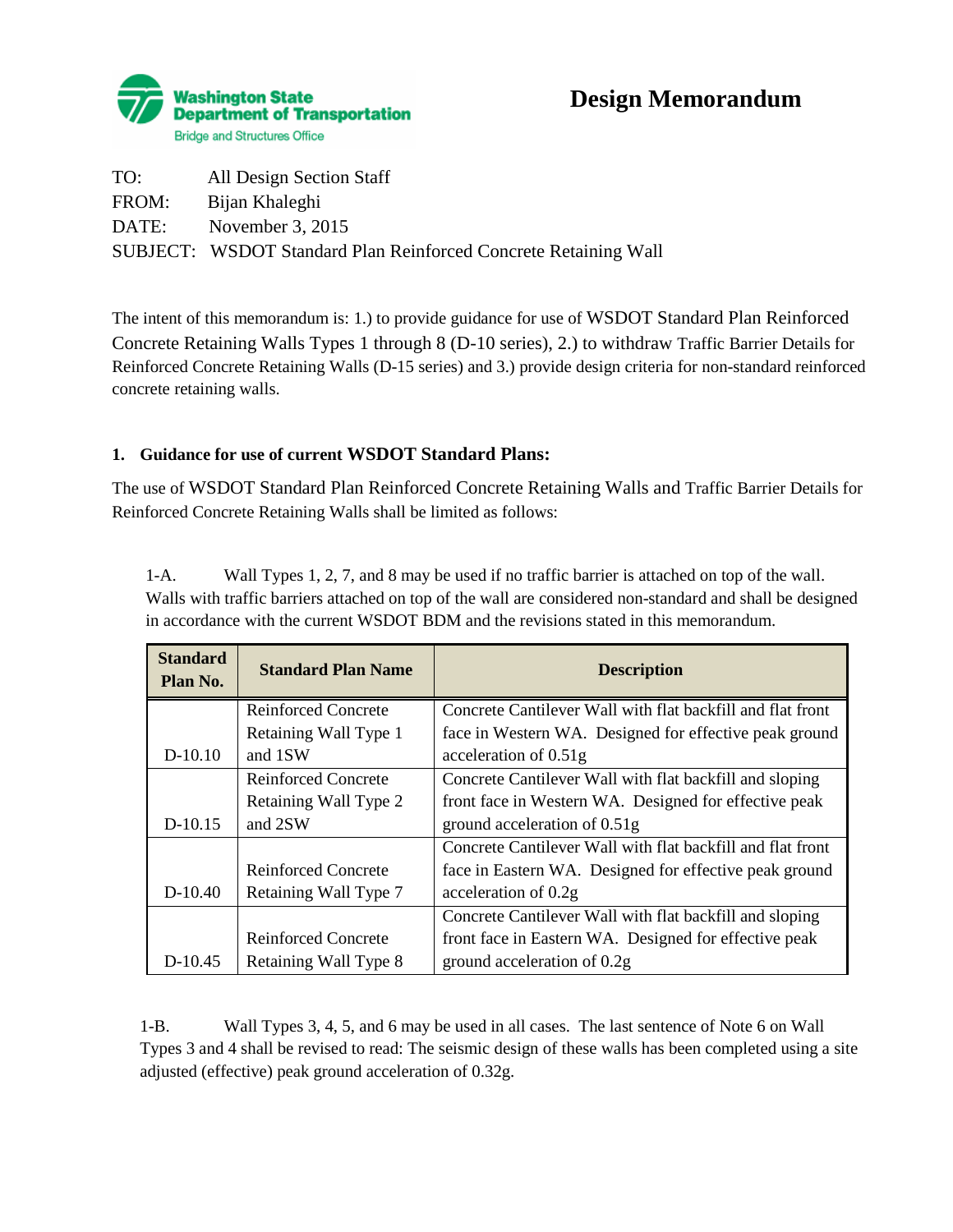**Washington State Department of Transportation**
Bridge and Structures Office

# Design Memorandum

TO: All Design Section Staff
FROM: Bijan Khaleghi
DATE: November 3, 2015
SUBJECT: WSDOT Standard Plan Reinforced Concrete Retaining Wall

The intent of this memorandum is: 1.) to provide guidance for use of WSDOT Standard Plan Reinforced Concrete Retaining Walls Types 1 through 8 (D-10 series), 2.) to withdraw Traffic Barrier Details for Reinforced Concrete Retaining Walls (D-15 series) and 3.) provide design criteria for non-standard reinforced concrete retaining walls.

## 1. Guidance for use of current WSDOT Standard Plans:

The use of WSDOT Standard Plan Reinforced Concrete Retaining Walls and Traffic Barrier Details for Reinforced Concrete Retaining Walls shall be limited as follows:

1-A. Wall Types 1, 2, 7, and 8 may be used if no traffic barrier is attached on top of the wall. Walls with traffic barriers attached on top of the wall are considered non-standard and shall be designed in accordance with the current WSDOT BDM and the revisions stated in this memorandum.

| Standard Plan No. | Standard Plan Name | Description |
|---|---|---|
| D-10.10 | Reinforced Concrete Retaining Wall Type 1 and 1SW | Concrete Cantilever Wall with flat backfill and flat front face in Western WA. Designed for effective peak ground acceleration of 0.51g |
| D-10.15 | Reinforced Concrete Retaining Wall Type 2 and 2SW | Concrete Cantilever Wall with flat backfill and sloping front face in Western WA. Designed for effective peak ground acceleration of 0.51g |
| D-10.40 | Reinforced Concrete Retaining Wall Type 7 | Concrete Cantilever Wall with flat backfill and flat front face in Eastern WA. Designed for effective peak ground acceleration of 0.2g |
| D-10.45 | Reinforced Concrete Retaining Wall Type 8 | Concrete Cantilever Wall with flat backfill and sloping front face in Eastern WA. Designed for effective peak ground acceleration of 0.2g |

1-B. Wall Types 3, 4, 5, and 6 may be used in all cases. The last sentence of Note 6 on Wall Types 3 and 4 shall be revised to read: The seismic design of these walls has been completed using a site adjusted (effective) peak ground acceleration of 0.32g.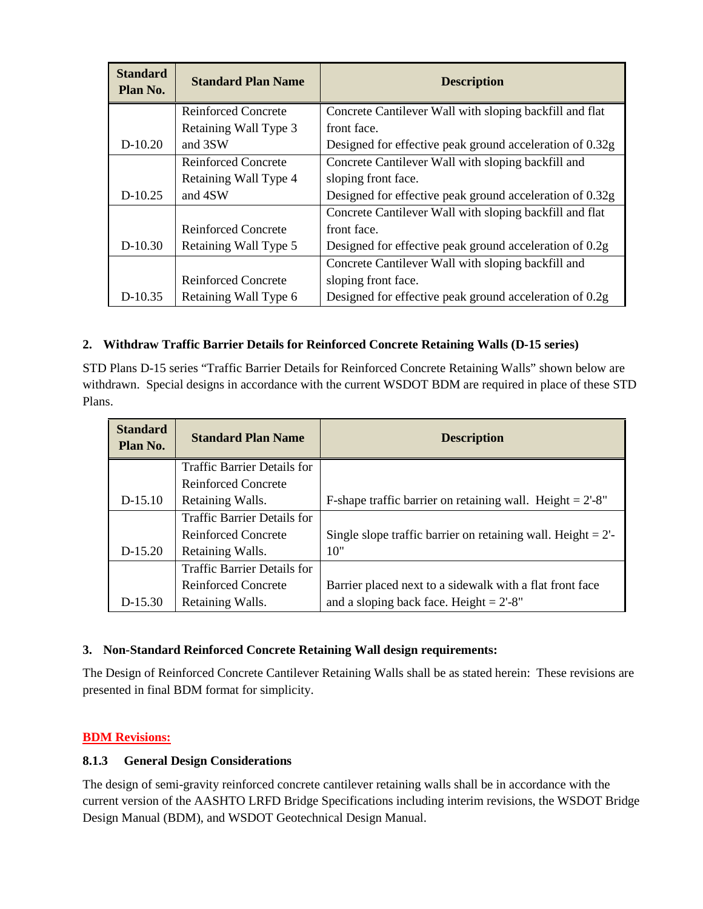| Standard Plan No. | Standard Plan Name | Description |
| --- | --- | --- |
| D-10.20 | Reinforced Concrete Retaining Wall Type 3 and 3SW | Concrete Cantilever Wall with sloping backfill and flat front face. Designed for effective peak ground acceleration of 0.32g |
| D-10.25 | Reinforced Concrete Retaining Wall Type 4 and 4SW | Concrete Cantilever Wall with sloping backfill and sloping front face. Designed for effective peak ground acceleration of 0.32g |
| D-10.30 | Reinforced Concrete Retaining Wall Type 5 | Concrete Cantilever Wall with sloping backfill and flat front face. Designed for effective peak ground acceleration of 0.2g |
| D-10.35 | Reinforced Concrete Retaining Wall Type 6 | Concrete Cantilever Wall with sloping backfill and sloping front face. Designed for effective peak ground acceleration of 0.2g |

**2. Withdraw Traffic Barrier Details for Reinforced Concrete Retaining Walls (D-15 series)**

STD Plans D-15 series "Traffic Barrier Details for Reinforced Concrete Retaining Walls" shown below are withdrawn. Special designs in accordance with the current WSDOT BDM are required in place of these STD Plans.

| Standard Plan No. | Standard Plan Name | Description |
| --- | --- | --- |
| D-15.10 | Traffic Barrier Details for Reinforced Concrete Retaining Walls. | F-shape traffic barrier on retaining wall. Height = 2'-8" |
| D-15.20 | Traffic Barrier Details for Reinforced Concrete Retaining Walls. | Single slope traffic barrier on retaining wall. Height = 2'-10" |
| D-15.30 | Traffic Barrier Details for Reinforced Concrete Retaining Walls. | Barrier placed next to a sidewalk with a flat front face and a sloping back face. Height = 2'-8" |

**3. Non-Standard Reinforced Concrete Retaining Wall design requirements:**

The Design of Reinforced Concrete Cantilever Retaining Walls shall be as stated herein: These revisions are presented in final BDM format for simplicity.

**BDM Revisions:**

**8.1.3 General Design Considerations**

The design of semi-gravity reinforced concrete cantilever retaining walls shall be in accordance with the current version of the AASHTO LRFD Bridge Specifications including interim revisions, the WSDOT Bridge Design Manual (BDM), and WSDOT Geotechnical Design Manual.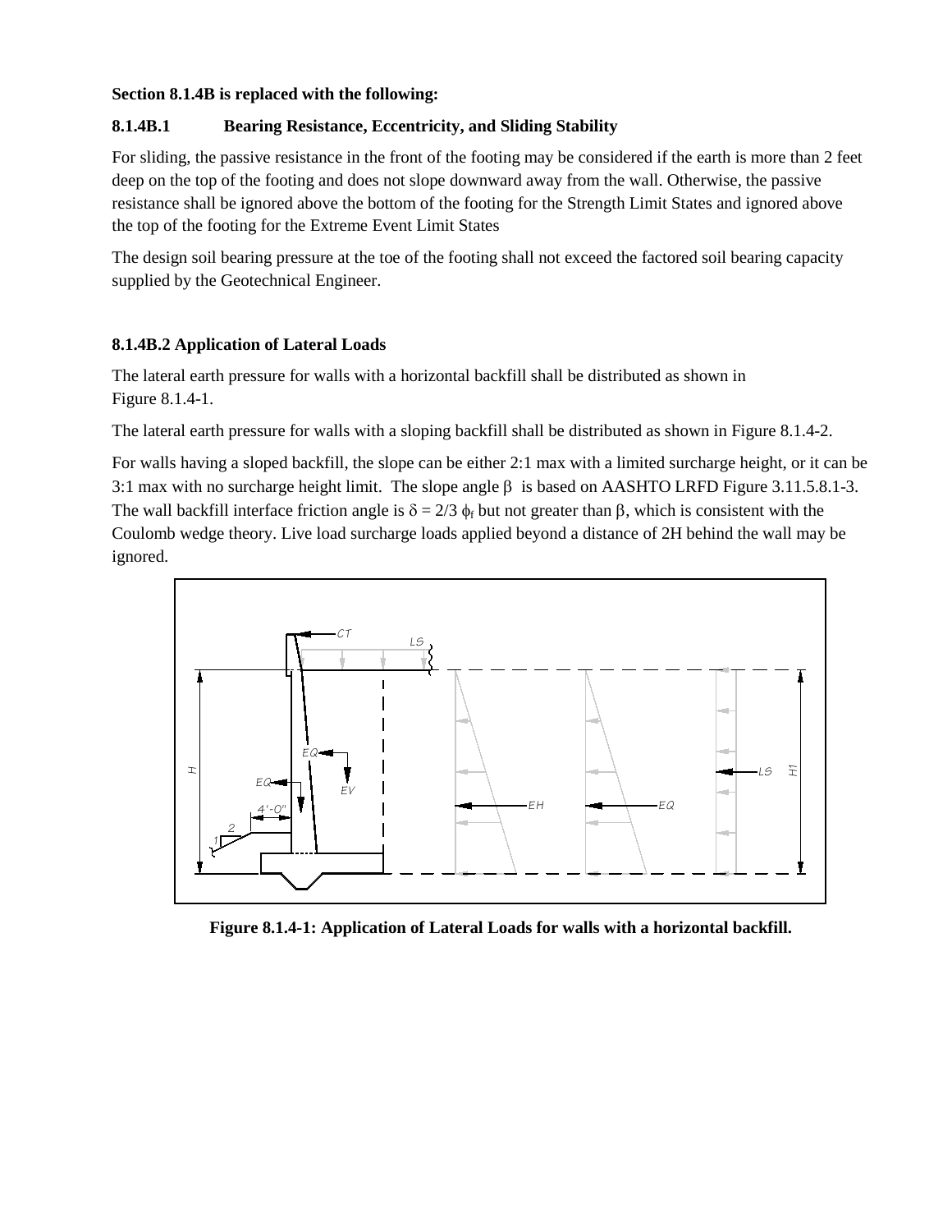**Section 8.1.4B is replaced with the following:**

### 8.1.4B.1 Bearing Resistance, Eccentricity, and Sliding Stability

For sliding, the passive resistance in the front of the footing may be considered if the earth is more than 2 feet deep on the top of the footing and does not slope downward away from the wall. Otherwise, the passive resistance shall be ignored above the bottom of the footing for the Strength Limit States and ignored above the top of the footing for the Extreme Event Limit States

The design soil bearing pressure at the toe of the footing shall not exceed the factored soil bearing capacity supplied by the Geotechnical Engineer.

### 8.1.4B.2 Application of Lateral Loads

The lateral earth pressure for walls with a horizontal backfill shall be distributed as shown in Figure 8.1.4-1.

The lateral earth pressure for walls with a sloping backfill shall be distributed as shown in Figure 8.1.4-2.

For walls having a sloped backfill, the slope can be either 2:1 max with a limited surcharge height, or it can be 3:1 max with no surcharge height limit. The slope angle $\beta$ is based on AASHTO LRFD Figure 3.11.5.8.1-3. The wall backfill interface friction angle is $\delta = 2/3\ \phi_f$ but not greater than $\beta$, which is consistent with the Coulomb wedge theory. Live load surcharge loads applied beyond a distance of 2H behind the wall may be ignored.

**Figure 8.1.4-1: Application of Lateral Loads for walls with a horizontal backfill.**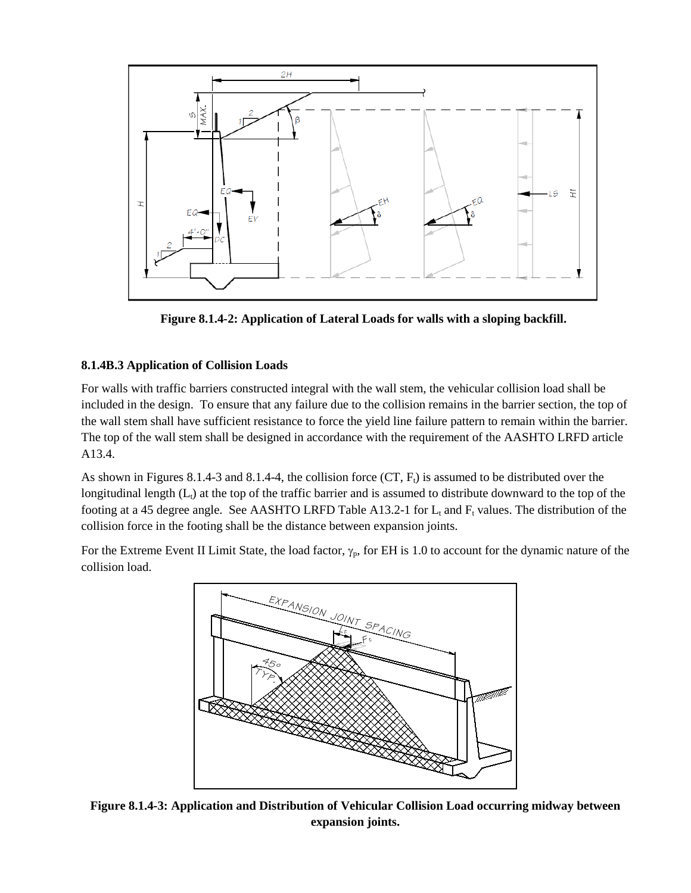**Figure 8.1.4-2: Application of Lateral Loads for walls with a sloping backfill.**

### 8.1.4B.3 Application of Collision Loads

For walls with traffic barriers constructed integral with the wall stem, the vehicular collision load shall be included in the design. To ensure that any failure due to the collision remains in the barrier section, the top of the wall stem shall have sufficient resistance to force the yield line failure pattern to remain within the barrier. The top of the wall stem shall be designed in accordance with the requirement of the AASHTO LRFD article A13.4.

As shown in Figures 8.1.4-3 and 8.1.4-4, the collision force (CT, $F_t$) is assumed to be distributed over the longitudinal length ($L_t$) at the top of the traffic barrier and is assumed to distribute downward to the top of the footing at a 45 degree angle. See AASHTO LRFD Table A13.2-1 for $L_t$ and $F_t$ values. The distribution of the collision force in the footing shall be the distance between expansion joints.

For the Extreme Event II Limit State, the load factor, $\gamma_p$, for EH is 1.0 to account for the dynamic nature of the collision load.

**Figure 8.1.4-3: Application and Distribution of Vehicular Collision Load occurring midway between expansion joints.**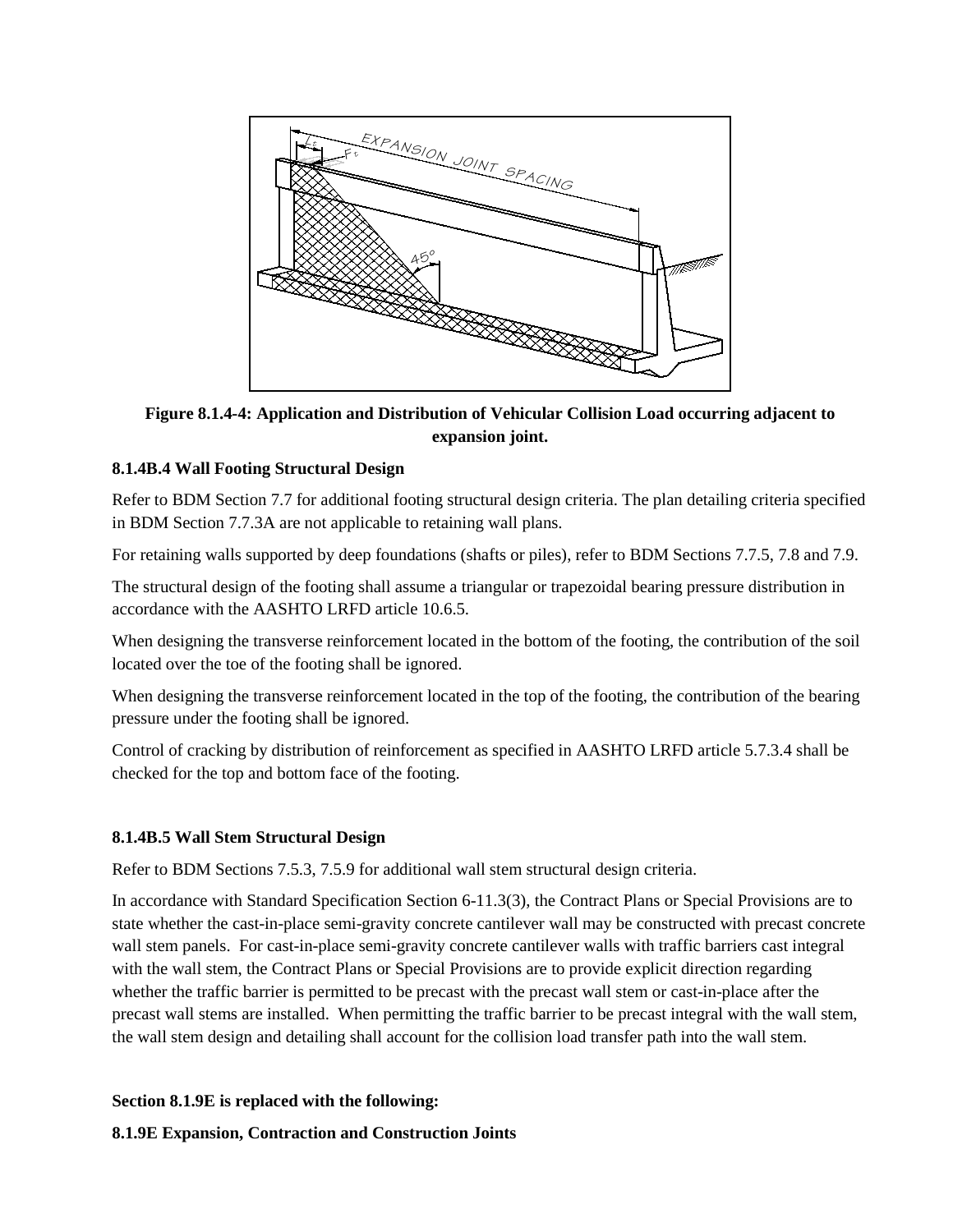**Figure 8.1.4-4: Application and Distribution of Vehicular Collision Load occurring adjacent to expansion joint.**

### 8.1.4B.4 Wall Footing Structural Design

Refer to BDM Section 7.7 for additional footing structural design criteria. The plan detailing criteria specified in BDM Section 7.7.3A are not applicable to retaining wall plans.

For retaining walls supported by deep foundations (shafts or piles), refer to BDM Sections 7.7.5, 7.8 and 7.9.

The structural design of the footing shall assume a triangular or trapezoidal bearing pressure distribution in accordance with the AASHTO LRFD article 10.6.5.

When designing the transverse reinforcement located in the bottom of the footing, the contribution of the soil located over the toe of the footing shall be ignored.

When designing the transverse reinforcement located in the top of the footing, the contribution of the bearing pressure under the footing shall be ignored.

Control of cracking by distribution of reinforcement as specified in AASHTO LRFD article 5.7.3.4 shall be checked for the top and bottom face of the footing.

### 8.1.4B.5 Wall Stem Structural Design

Refer to BDM Sections 7.5.3, 7.5.9 for additional wall stem structural design criteria.

In accordance with Standard Specification Section 6-11.3(3), the Contract Plans or Special Provisions are to state whether the cast-in-place semi-gravity concrete cantilever wall may be constructed with precast concrete wall stem panels. For cast-in-place semi-gravity concrete cantilever walls with traffic barriers cast integral with the wall stem, the Contract Plans or Special Provisions are to provide explicit direction regarding whether the traffic barrier is permitted to be precast with the precast wall stem or cast-in-place after the precast wall stems are installed. When permitting the traffic barrier to be precast integral with the wall stem, the wall stem design and detailing shall account for the collision load transfer path into the wall stem.

**Section 8.1.9E is replaced with the following:**

### 8.1.9E Expansion, Contraction and Construction Joints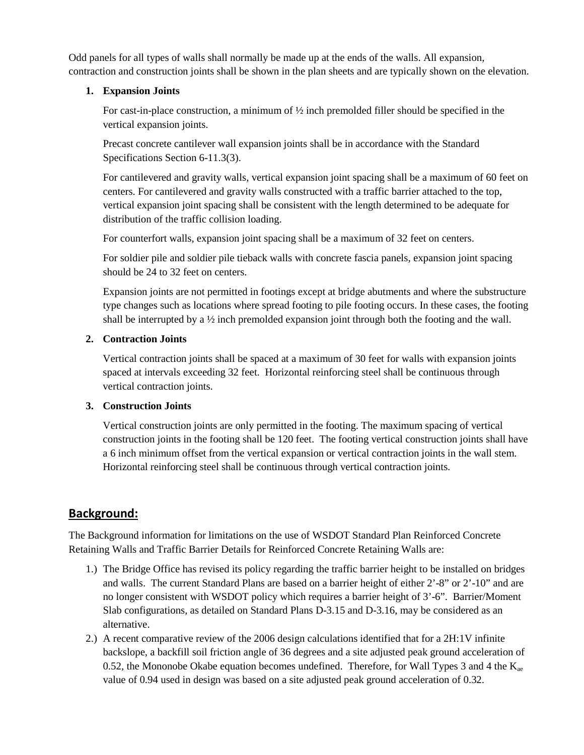Odd panels for all types of walls shall normally be made up at the ends of the walls. All expansion, contraction and construction joints shall be shown in the plan sheets and are typically shown on the elevation.

1. **Expansion Joints**

   For cast-in-place construction, a minimum of ½ inch premolded filler should be specified in the vertical expansion joints.

   Precast concrete cantilever wall expansion joints shall be in accordance with the Standard Specifications Section 6-11.3(3).

   For cantilevered and gravity walls, vertical expansion joint spacing shall be a maximum of 60 feet on centers. For cantilevered and gravity walls constructed with a traffic barrier attached to the top, vertical expansion joint spacing shall be consistent with the length determined to be adequate for distribution of the traffic collision loading.

   For counterfort walls, expansion joint spacing shall be a maximum of 32 feet on centers.

   For soldier pile and soldier pile tieback walls with concrete fascia panels, expansion joint spacing should be 24 to 32 feet on centers.

   Expansion joints are not permitted in footings except at bridge abutments and where the substructure type changes such as locations where spread footing to pile footing occurs. In these cases, the footing shall be interrupted by a ½ inch premolded expansion joint through both the footing and the wall.

2. **Contraction Joints**

   Vertical contraction joints shall be spaced at a maximum of 30 feet for walls with expansion joints spaced at intervals exceeding 32 feet. Horizontal reinforcing steel shall be continuous through vertical contraction joints.

3. **Construction Joints**

   Vertical construction joints are only permitted in the footing. The maximum spacing of vertical construction joints in the footing shall be 120 feet. The footing vertical construction joints shall have a 6 inch minimum offset from the vertical expansion or vertical contraction joints in the wall stem. Horizontal reinforcing steel shall be continuous through vertical contraction joints.

## Background:

The Background information for limitations on the use of WSDOT Standard Plan Reinforced Concrete Retaining Walls and Traffic Barrier Details for Reinforced Concrete Retaining Walls are:

1.) The Bridge Office has revised its policy regarding the traffic barrier height to be installed on bridges and walls. The current Standard Plans are based on a barrier height of either 2'-8" or 2'-10" and are no longer consistent with WSDOT policy which requires a barrier height of 3'-6". Barrier/Moment Slab configurations, as detailed on Standard Plans D-3.15 and D-3.16, may be considered as an alternative.

2.) A recent comparative review of the 2006 design calculations identified that for a 2H:1V infinite backslope, a backfill soil friction angle of 36 degrees and a site adjusted peak ground acceleration of 0.52, the Mononobe Okabe equation becomes undefined. Therefore, for Wall Types 3 and 4 the $K_{ae}$ value of 0.94 used in design was based on a site adjusted peak ground acceleration of 0.32.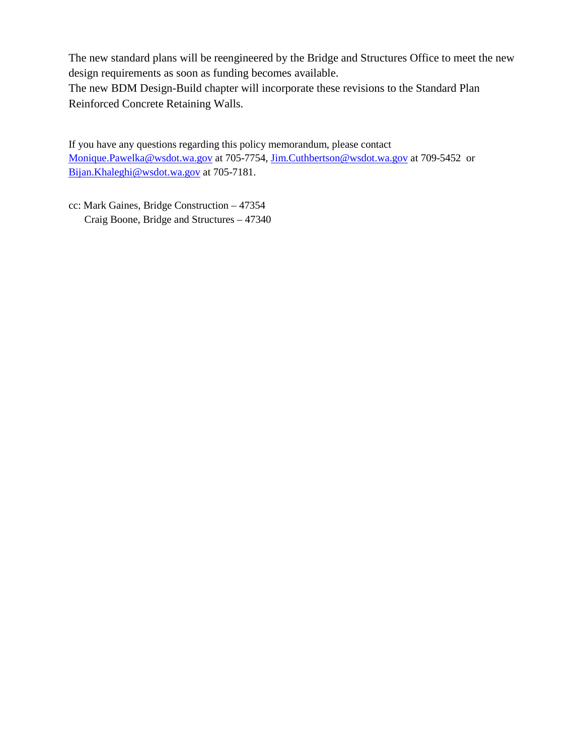The new standard plans will be reengineered by the Bridge and Structures Office to meet the new design requirements as soon as funding becomes available.
The new BDM Design-Build chapter will incorporate these revisions to the Standard Plan Reinforced Concrete Retaining Walls.

If you have any questions regarding this policy memorandum, please contact Monique.Pawelka@wsdot.wa.gov at 705-7754, Jim.Cuthbertson@wsdot.wa.gov at 709-5452 or Bijan.Khaleghi@wsdot.wa.gov at 705-7181.

cc: Mark Gaines, Bridge Construction – 47354
Craig Boone, Bridge and Structures – 47340